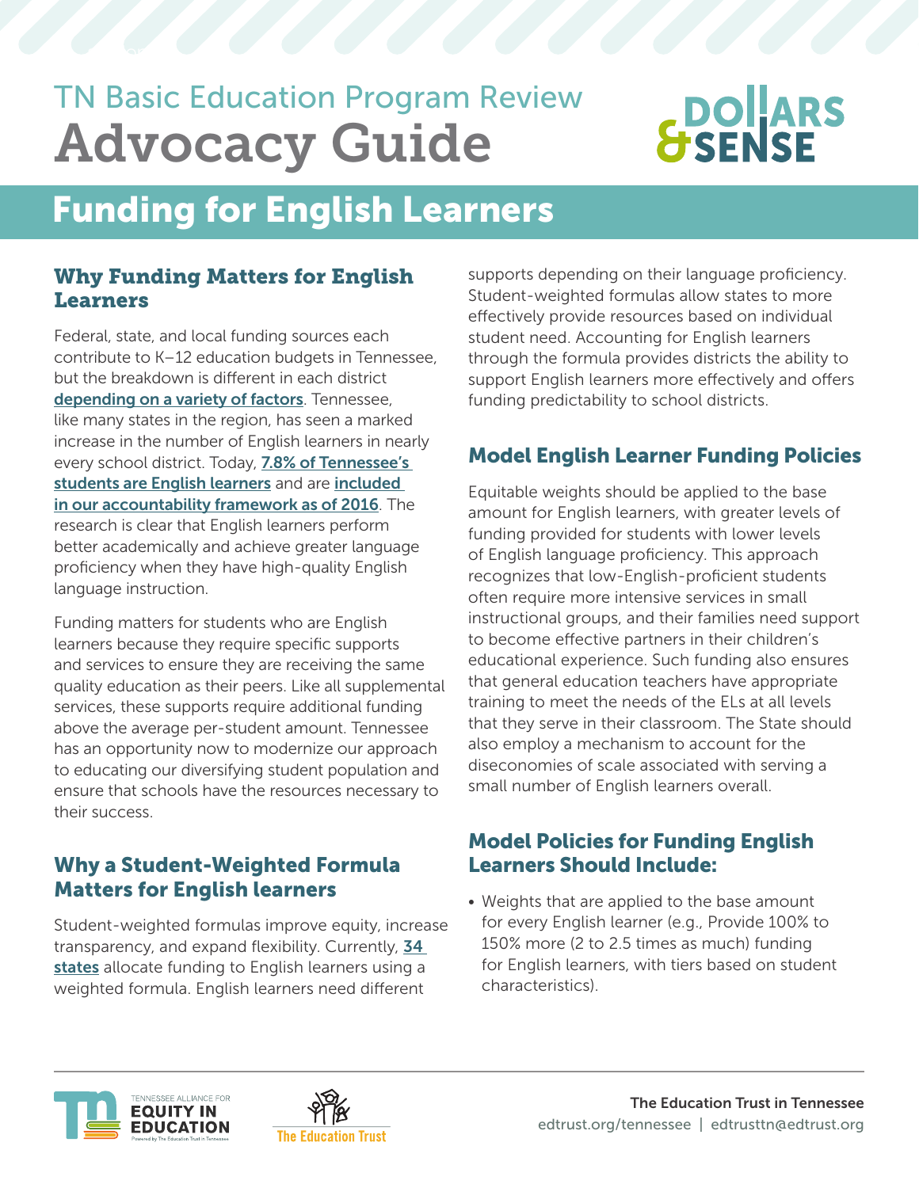# TN Basic Education Program Review Advocacy Guide

## Funding for English Learners

### Why Funding Matters for English Learners

Federal, state, and local funding sources each contribute to K–12 education budgets in Tennessee, but the breakdown is different in each district **depending on a variety of factors**. Tennessee, like many states in the region, has seen a marked increase in the number of English learners in nearly every school district. Today, **7.8% of Tennessee's students are English learners** and are **included in our accountability framework as of 2016**. The research is clear that English learners perform better academically and achieve greater language proficiency when they have high-quality English language instruction.

Funding matters for students who are English learners because they require specific supports and services to ensure they are receiving the same quality education as their peers. Like all supplemental services, these supports require additional funding above the average per-student amount. Tennessee has an opportunity now to modernize our approach to educating our diversifying student population and ensure that schools have the resources necessary to their success.

### Why a Student-Weighted Formula Matters for English learners

Student-weighted formulas improve equity, increase transparency, and expand flexibility. Currently, **34 states** allocate funding to English learners using a weighted formula. English learners need different supports depending on their language proficiency. Student-weighted formulas allow states to more effectively provide resources based on individual student need. Accounting for English learners through the formula provides districts the ability to support English learners more effectively and offers funding predictability to school districts.

### Model English Learner Funding Policies

Equitable weights should be applied to the base amount for English learners, with greater levels of funding provided for students with lower levels of English language proficiency. This approach recognizes that low-English-proficient students often require more intensive services in small instructional groups, and their families need support to become effective partners in their children's educational experience. Such funding also ensures that general education teachers have appropriate training to meet the needs of the ELs at all levels that they serve in their classroom. The State should also employ a mechanism to account for the diseconomies of scale associated with serving a small number of English learners overall.

### Model Policies for Funding English Learners Should Include:

- Weights that are applied to the base amount for every English learner (e.g., Provide 100% to 150% more (2 to 2.5 times as much) funding for English learners, with tiers based on student characteristics).

The Education Trust in Tennessee
edtrust.org/tennessee | edtrusttn@edtrust.org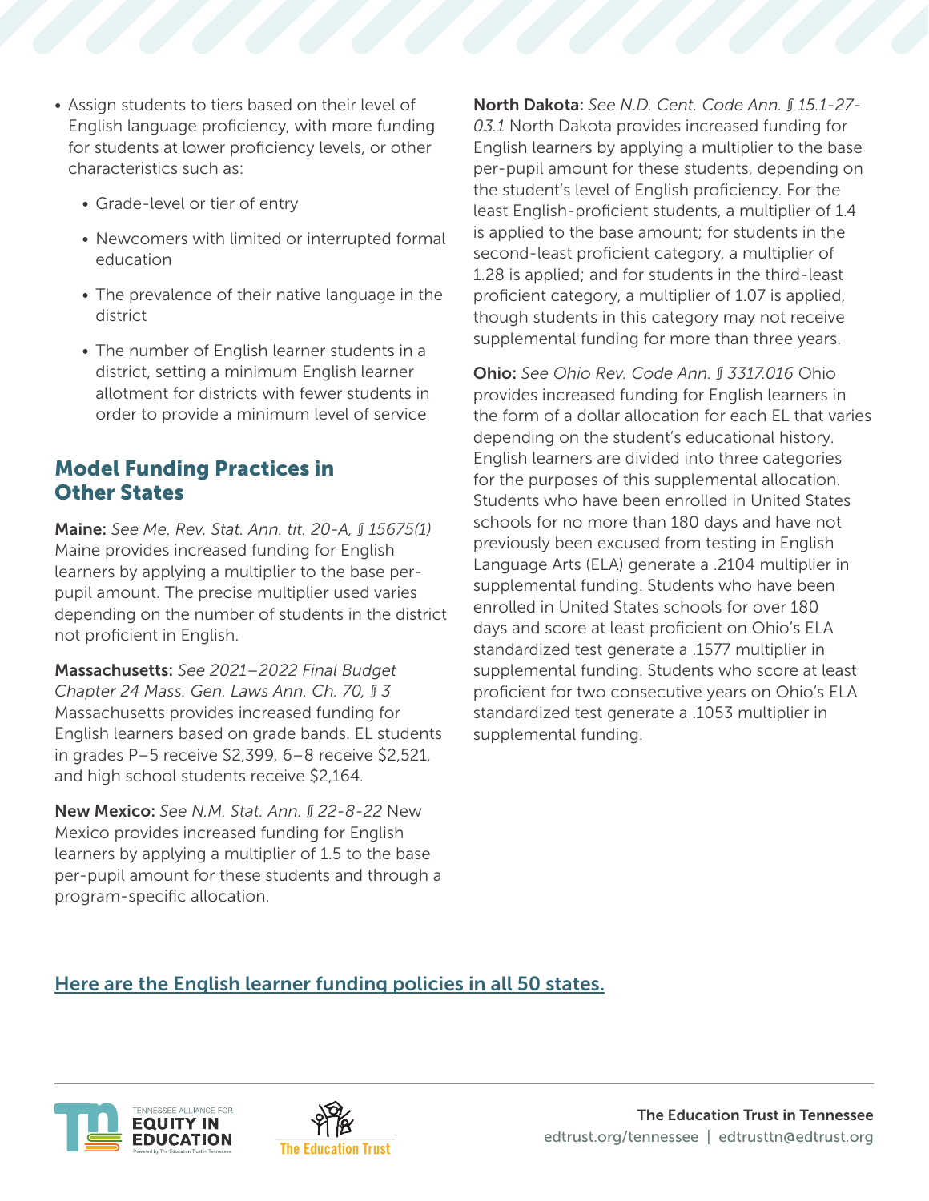- Assign students to tiers based on their level of English language proficiency, with more funding for students at lower proficiency levels, or other characteristics such as:
  - Grade-level or tier of entry
  - Newcomers with limited or interrupted formal education
  - The prevalence of their native language in the district
  - The number of English learner students in a district, setting a minimum English learner allotment for districts with fewer students in order to provide a minimum level of service

## Model Funding Practices in Other States

**Maine:** *See Me. Rev. Stat. Ann. tit. 20-A, § 15675(1)* Maine provides increased funding for English learners by applying a multiplier to the base per-pupil amount. The precise multiplier used varies depending on the number of students in the district not proficient in English.

**Massachusetts:** *See 2021–2022 Final Budget Chapter 24 Mass. Gen. Laws Ann. Ch. 70, § 3* Massachusetts provides increased funding for English learners based on grade bands. EL students in grades P–5 receive $2,399, 6–8 receive $2,521, and high school students receive $2,164.

**New Mexico:** *See N.M. Stat. Ann. § 22-8-22* New Mexico provides increased funding for English learners by applying a multiplier of 1.5 to the base per-pupil amount for these students and through a program-specific allocation.

**North Dakota:** *See N.D. Cent. Code Ann. § 15.1-27-03.1* North Dakota provides increased funding for English learners by applying a multiplier to the base per-pupil amount for these students, depending on the student's level of English proficiency. For the least English-proficient students, a multiplier of 1.4 is applied to the base amount; for students in the second-least proficient category, a multiplier of 1.28 is applied; and for students in the third-least proficient category, a multiplier of 1.07 is applied, though students in this category may not receive supplemental funding for more than three years.

**Ohio:** *See Ohio Rev. Code Ann. § 3317.016* Ohio provides increased funding for English learners in the form of a dollar allocation for each EL that varies depending on the student's educational history. English learners are divided into three categories for the purposes of this supplemental allocation. Students who have been enrolled in United States schools for no more than 180 days and have not previously been excused from testing in English Language Arts (ELA) generate a .2104 multiplier in supplemental funding. Students who have been enrolled in United States schools for over 180 days and score at least proficient on Ohio's ELA standardized test generate a .1577 multiplier in supplemental funding. Students who score at least proficient for two consecutive years on Ohio's ELA standardized test generate a .1053 multiplier in supplemental funding.

[Here are the English learner funding policies in all 50 states.]()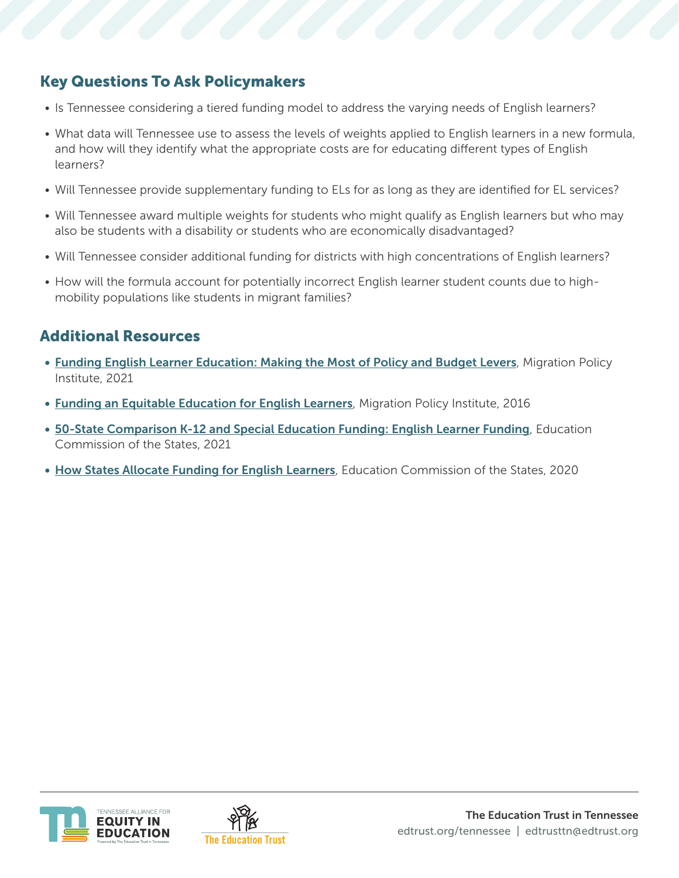## Key Questions To Ask Policymakers

- Is Tennessee considering a tiered funding model to address the varying needs of English learners?
- What data will Tennessee use to assess the levels of weights applied to English learners in a new formula, and how will they identify what the appropriate costs are for educating different types of English learners?
- Will Tennessee provide supplementary funding to ELs for as long as they are identified for EL services?
- Will Tennessee award multiple weights for students who might qualify as English learners but who may also be students with a disability or students who are economically disadvantaged?
- Will Tennessee consider additional funding for districts with high concentrations of English learners?
- How will the formula account for potentially incorrect English learner student counts due to high-mobility populations like students in migrant families?

## Additional Resources

- Funding English Learner Education: Making the Most of Policy and Budget Levers, Migration Policy Institute, 2021
- Funding an Equitable Education for English Learners, Migration Policy Institute, 2016
- 50-State Comparison K-12 and Special Education Funding: English Learner Funding, Education Commission of the States, 2021
- How States Allocate Funding for English Learners, Education Commission of the States, 2020

Tennessee Alliance for Equity in Education — Powered by The Education Trust in Tennessee

The Education Trust

**The Education Trust in Tennessee**
edtrust.org/tennessee | edtrusttn@edtrust.org